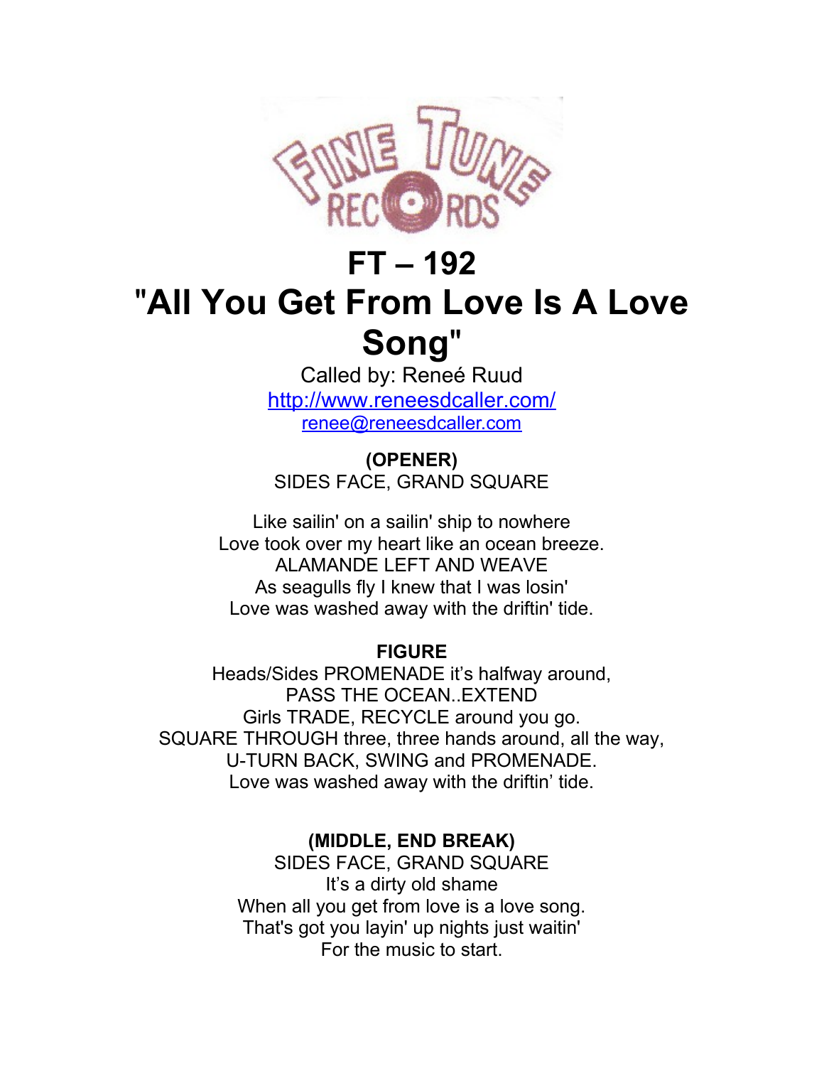FINE TUNE RECORDS

# FT – 192

# "All You Get From Love Is A Love Song"

Called by: Reneé Ruud

http://www.reneesdcaller.com/

renee@reneesdcaller.com

**(OPENER)**

SIDES FACE, GRAND SQUARE

Like sailin' on a sailin' ship to nowhere
Love took over my heart like an ocean breeze.
ALAMANDE LEFT AND WEAVE
As seagulls fly I knew that I was losin'
Love was washed away with the driftin' tide.

**FIGURE**

Heads/Sides PROMENADE it's halfway around,
PASS THE OCEAN..EXTEND
Girls TRADE, RECYCLE around you go.
SQUARE THROUGH three, three hands around, all the way,
U-TURN BACK, SWING and PROMENADE.
Love was washed away with the driftin' tide.

**(MIDDLE, END BREAK)**

SIDES FACE, GRAND SQUARE
It's a dirty old shame
When all you get from love is a love song.
That's got you layin' up nights just waitin'
For the music to start.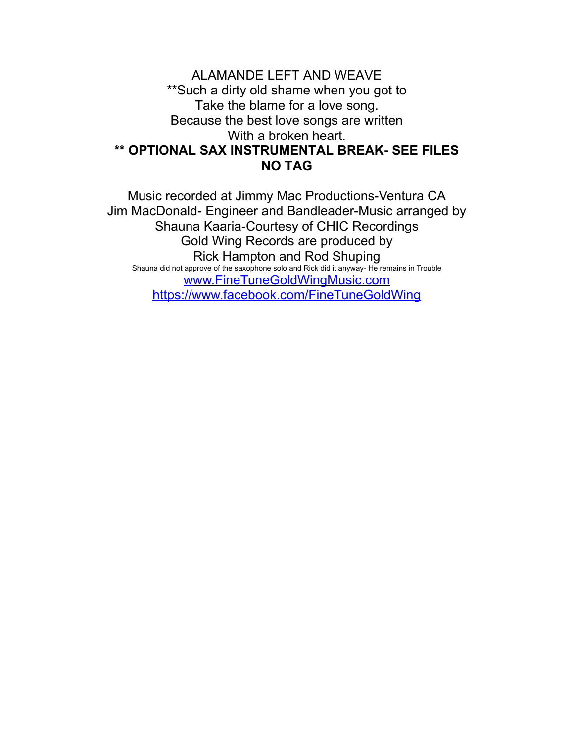ALAMANDE LEFT AND WEAVE
**Such a dirty old shame when you got to
Take the blame for a love song.
Because the best love songs are written
With a broken heart.

**** OPTIONAL SAX INSTRUMENTAL BREAK- SEE FILES**
**NO TAG**

Music recorded at Jimmy Mac Productions-Ventura CA
Jim MacDonald- Engineer and Bandleader-Music arranged by
Shauna Kaaria-Courtesy of CHIC Recordings
Gold Wing Records are produced by
Rick Hampton and Rod Shuping

Shauna did not approve of the saxophone solo and Rick did it anyway- He remains in Trouble

[www.FineTuneGoldWingMusic.com](http://www.FineTuneGoldWingMusic.com)
[https://www.facebook.com/FineTuneGoldWing](https://www.facebook.com/FineTuneGoldWing)